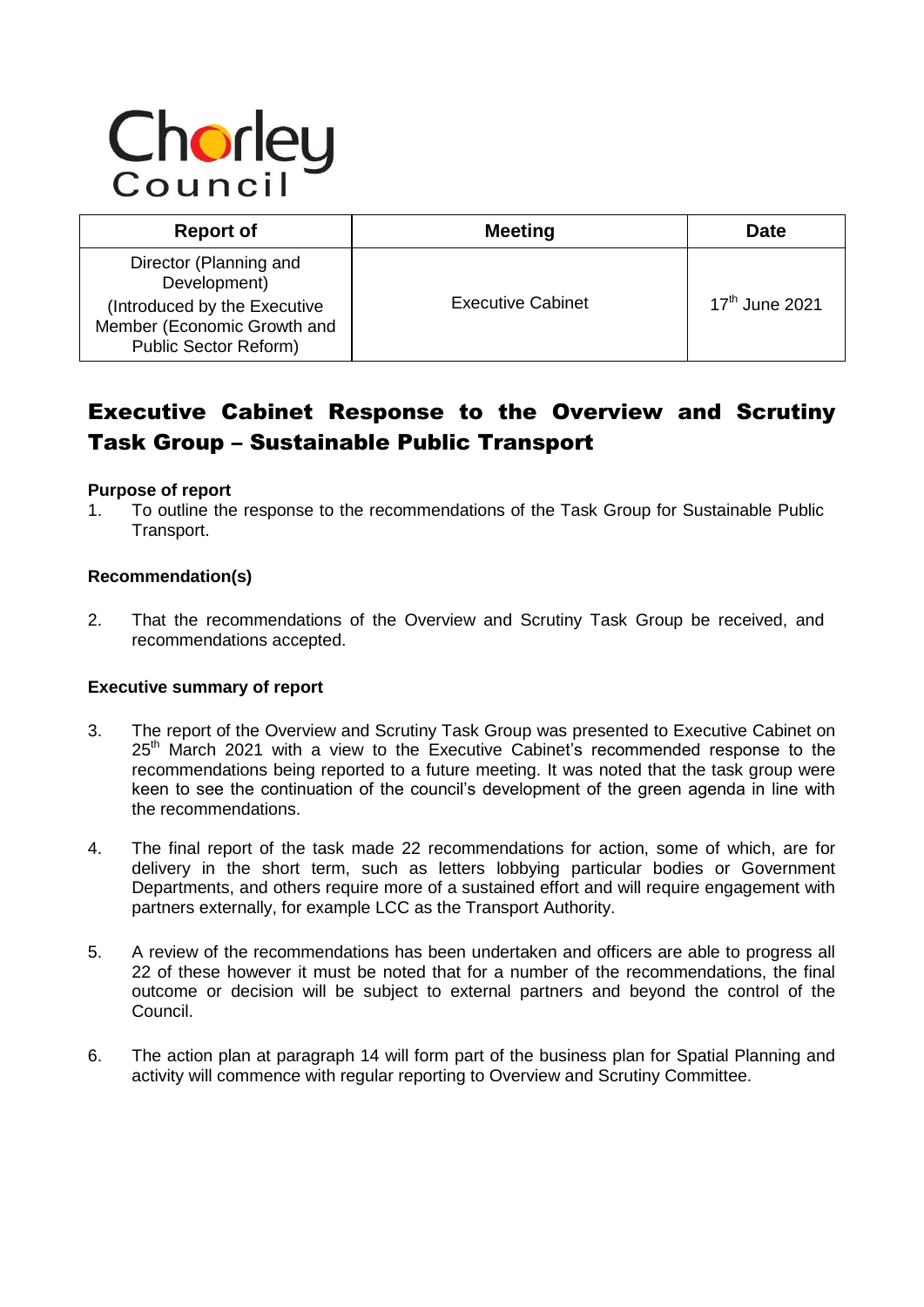Chorley Council

| Report of | Meeting | Date |
| --- | --- | --- |
| Director (Planning and Development) (Introduced by the Executive Member (Economic Growth and Public Sector Reform) | Executive Cabinet | 17th June 2021 |

# Executive Cabinet Response to the Overview and Scrutiny Task Group – Sustainable Public Transport

**Purpose of report**

1. To outline the response to the recommendations of the Task Group for Sustainable Public Transport.

**Recommendation(s)**

2. That the recommendations of the Overview and Scrutiny Task Group be received, and recommendations accepted.

**Executive summary of report**

3. The report of the Overview and Scrutiny Task Group was presented to Executive Cabinet on 25th March 2021 with a view to the Executive Cabinet's recommended response to the recommendations being reported to a future meeting. It was noted that the task group were keen to see the continuation of the council's development of the green agenda in line with the recommendations.

4. The final report of the task made 22 recommendations for action, some of which, are for delivery in the short term, such as letters lobbying particular bodies or Government Departments, and others require more of a sustained effort and will require engagement with partners externally, for example LCC as the Transport Authority.

5. A review of the recommendations has been undertaken and officers are able to progress all 22 of these however it must be noted that for a number of the recommendations, the final outcome or decision will be subject to external partners and beyond the control of the Council.

6. The action plan at paragraph 14 will form part of the business plan for Spatial Planning and activity will commence with regular reporting to Overview and Scrutiny Committee.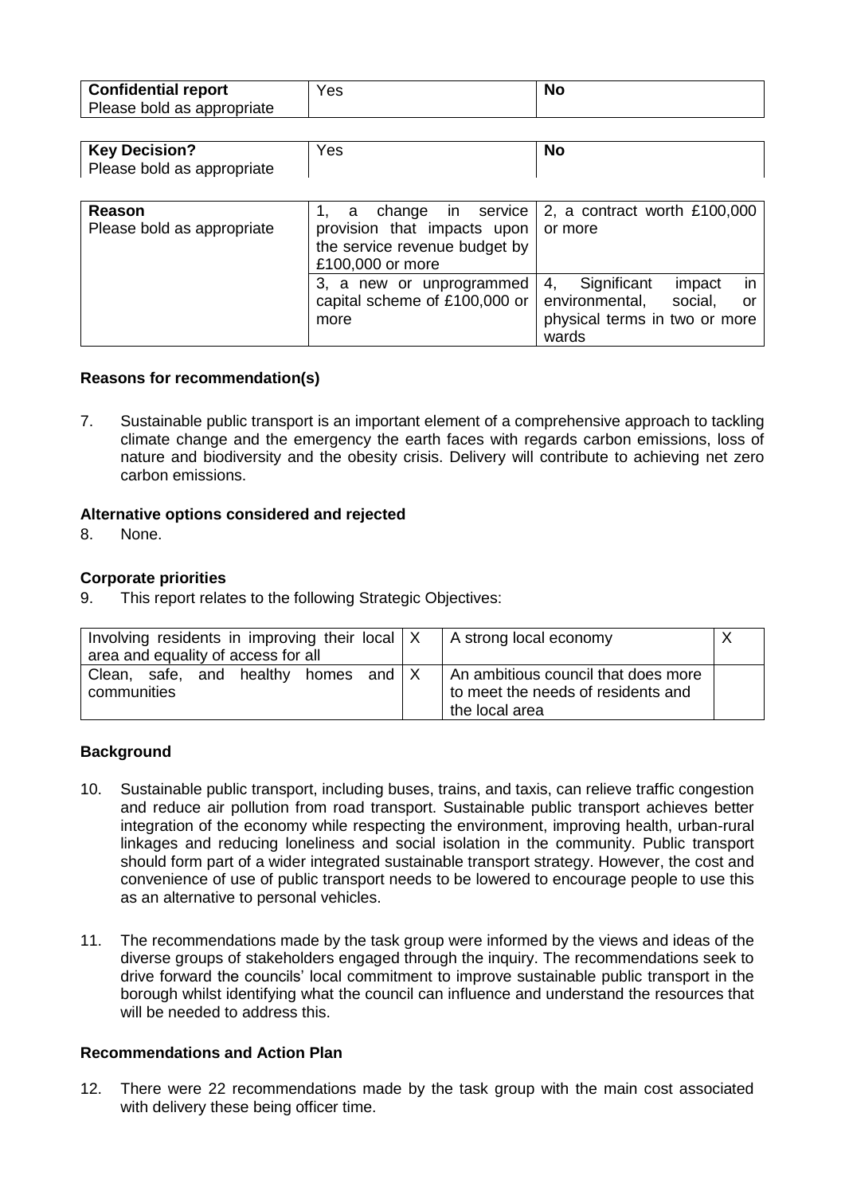| **Confidential report** Please bold as appropriate | Yes | **No** |
| --- | --- | --- |

| **Key Decision?** Please bold as appropriate | Yes | **No** |
| --- | --- | --- |

| **Reason** Please bold as appropriate | 1, a change in service provision that impacts upon the service revenue budget by £100,000 or more | 2, a contract worth £100,000 or more |
| --- | --- | --- |
| | 3, a new or unprogrammed capital scheme of £100,000 or more | 4, Significant impact in environmental, social, or physical terms in two or more wards |

**Reasons for recommendation(s)**

7. Sustainable public transport is an important element of a comprehensive approach to tackling climate change and the emergency the earth faces with regards carbon emissions, loss of nature and biodiversity and the obesity crisis. Delivery will contribute to achieving net zero carbon emissions.

**Alternative options considered and rejected**

8. None.

**Corporate priorities**

9. This report relates to the following Strategic Objectives:

| Involving residents in improving their local area and equality of access for all | X | A strong local economy | X |
| --- | --- | --- | --- |
| Clean, safe, and healthy homes and communities | X | An ambitious council that does more to meet the needs of residents and the local area | |

**Background**

10. Sustainable public transport, including buses, trains, and taxis, can relieve traffic congestion and reduce air pollution from road transport. Sustainable public transport achieves better integration of the economy while respecting the environment, improving health, urban-rural linkages and reducing loneliness and social isolation in the community. Public transport should form part of a wider integrated sustainable transport strategy. However, the cost and convenience of use of public transport needs to be lowered to encourage people to use this as an alternative to personal vehicles.

11. The recommendations made by the task group were informed by the views and ideas of the diverse groups of stakeholders engaged through the inquiry. The recommendations seek to drive forward the councils' local commitment to improve sustainable public transport in the borough whilst identifying what the council can influence and understand the resources that will be needed to address this.

**Recommendations and Action Plan**

12. There were 22 recommendations made by the task group with the main cost associated with delivery these being officer time.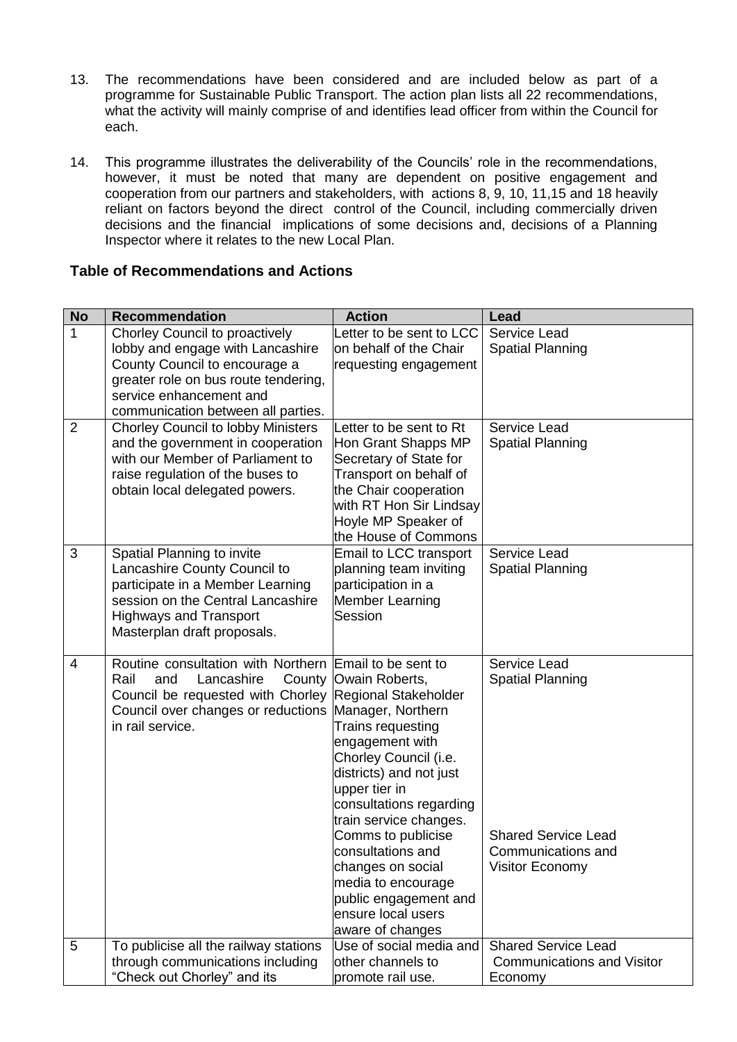13. The recommendations have been considered and are included below as part of a programme for Sustainable Public Transport. The action plan lists all 22 recommendations, what the activity will mainly comprise of and identifies lead officer from within the Council for each.

14. This programme illustrates the deliverability of the Councils' role in the recommendations, however, it must be noted that many are dependent on positive engagement and cooperation from our partners and stakeholders, with actions 8, 9, 10, 11,15 and 18 heavily reliant on factors beyond the direct control of the Council, including commercially driven decisions and the financial implications of some decisions and, decisions of a Planning Inspector where it relates to the new Local Plan.

**Table of Recommendations and Actions**

| No | Recommendation | Action | Lead |
|---|---|---|---|
| 1 | Chorley Council to proactively lobby and engage with Lancashire County Council to encourage a greater role on bus route tendering, service enhancement and communication between all parties. | Letter to be sent to LCC on behalf of the Chair requesting engagement | Service Lead Spatial Planning |
| 2 | Chorley Council to lobby Ministers and the government in cooperation with our Member of Parliament to raise regulation of the buses to obtain local delegated powers. | Letter to be sent to Rt Hon Grant Shapps MP Secretary of State for Transport on behalf of the Chair cooperation with RT Hon Sir Lindsay Hoyle MP Speaker of the House of Commons | Service Lead Spatial Planning |
| 3 | Spatial Planning to invite Lancashire County Council to participate in a Member Learning session on the Central Lancashire Highways and Transport Masterplan draft proposals. | Email to LCC transport planning team inviting participation in a Member Learning Session | Service Lead Spatial Planning |
| 4 | Routine consultation with Northern Rail and Lancashire County Council be requested with Chorley Council over changes or reductions in rail service. | Email to be sent to Owain Roberts, Regional Stakeholder Manager, Northern Trains requesting engagement with Chorley Council (i.e. districts) and not just upper tier in consultations regarding train service changes. | Service Lead Spatial Planning |
| | | Comms to publicise consultations and changes on social media to encourage public engagement and ensure local users aware of changes | Shared Service Lead Communications and Visitor Economy |
| 5 | To publicise all the railway stations through communications including "Check out Chorley" and its | Use of social media and other channels to promote rail use. | Shared Service Lead Communications and Visitor Economy |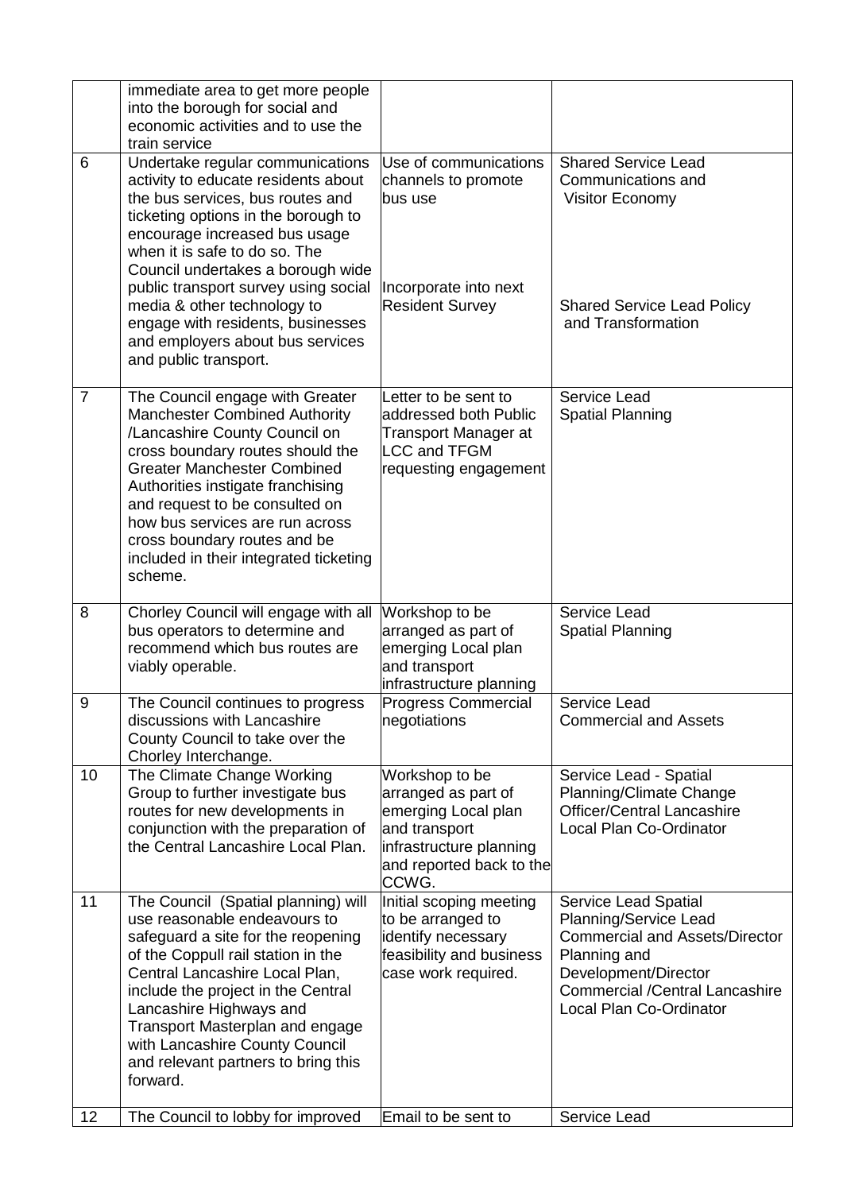|  |  |  |  |
|---|---|---|---|
|  | immediate area to get more people into the borough for social and economic activities and to use the train service |  |  |
| 6 | Undertake regular communications activity to educate residents about the bus services, bus routes and ticketing options in the borough to encourage increased bus usage when it is safe to do so. The Council undertakes a borough wide public transport survey using social media & other technology to engage with residents, businesses and employers about bus services and public transport. | Use of communications channels to promote bus use<br><br>Incorporate into next Resident Survey | Shared Service Lead Communications and Visitor Economy<br><br>Shared Service Lead Policy and Transformation |
| 7 | The Council engage with Greater Manchester Combined Authority /Lancashire County Council on cross boundary routes should the Greater Manchester Combined Authorities instigate franchising and request to be consulted on how bus services are run across cross boundary routes and be included in their integrated ticketing scheme. | Letter to be sent to addressed both Public Transport Manager at LCC and TFGM requesting engagement | Service Lead Spatial Planning |
| 8 | Chorley Council will engage with all bus operators to determine and recommend which bus routes are viably operable. | Workshop to be arranged as part of emerging Local plan and transport infrastructure planning | Service Lead Spatial Planning |
| 9 | The Council continues to progress discussions with Lancashire County Council to take over the Chorley Interchange. | Progress Commercial negotiations | Service Lead Commercial and Assets |
| 10 | The Climate Change Working Group to further investigate bus routes for new developments in conjunction with the preparation of the Central Lancashire Local Plan. | Workshop to be arranged as part of emerging Local plan and transport infrastructure planning and reported back to the CCWG. | Service Lead - Spatial Planning/Climate Change Officer/Central Lancashire Local Plan Co-Ordinator |
| 11 | The Council (Spatial planning) will use reasonable endeavours to safeguard a site for the reopening of the Coppull rail station in the Central Lancashire Local Plan, include the project in the Central Lancashire Highways and Transport Masterplan and engage with Lancashire County Council and relevant partners to bring this forward. | Initial scoping meeting to be arranged to identify necessary feasibility and business case work required. | Service Lead Spatial Planning/Service Lead Commercial and Assets/Director Planning and Development/Director Commercial /Central Lancashire Local Plan Co-Ordinator |
| 12 | The Council to lobby for improved | Email to be sent to | Service Lead |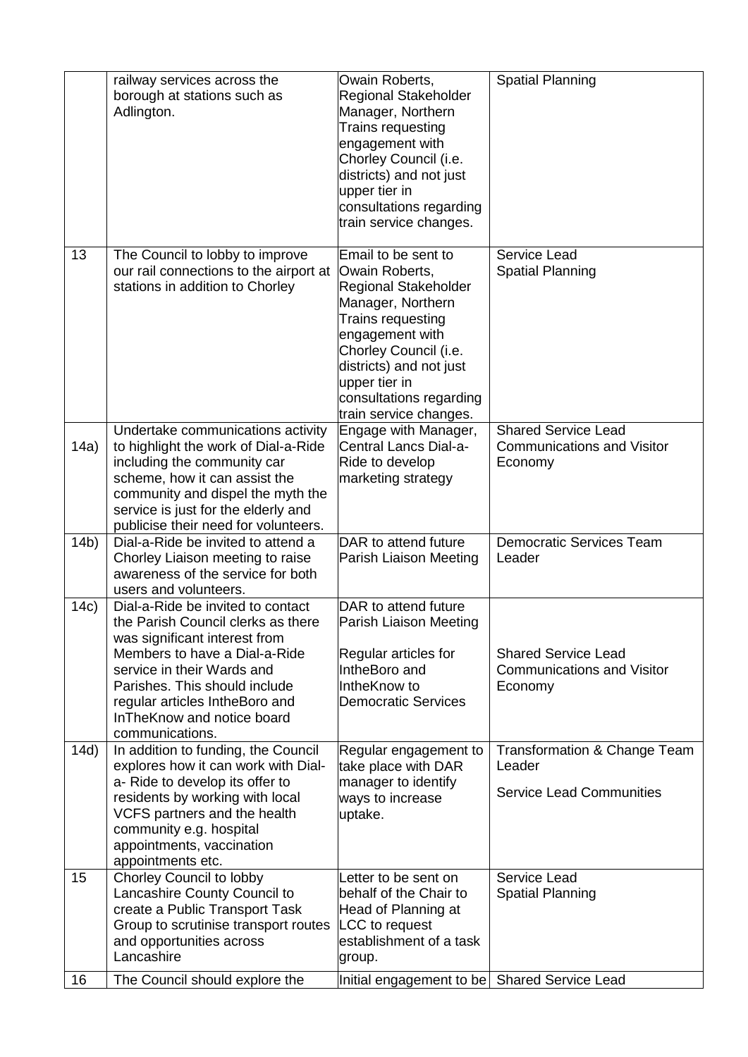| | | | |
|---|---|---|---|
| | railway services across the borough at stations such as Adlington. | Owain Roberts, Regional Stakeholder Manager, Northern Trains requesting engagement with Chorley Council (i.e. districts) and not just upper tier in consultations regarding train service changes. | Spatial Planning |
| 13 | The Council to lobby to improve our rail connections to the airport at stations in addition to Chorley | Email to be sent to Owain Roberts, Regional Stakeholder Manager, Northern Trains requesting engagement with Chorley Council (i.e. districts) and not just upper tier in consultations regarding train service changes. | Service Lead Spatial Planning |
| 14a) | Undertake communications activity to highlight the work of Dial-a-Ride including the community car scheme, how it can assist the community and dispel the myth the service is just for the elderly and publicise their need for volunteers. | Engage with Manager, Central Lancs Dial-a-Ride to develop marketing strategy | Shared Service Lead Communications and Visitor Economy |
| 14b) | Dial-a-Ride be invited to attend a Chorley Liaison meeting to raise awareness of the service for both users and volunteers. | DAR to attend future Parish Liaison Meeting | Democratic Services Team Leader |
| 14c) | Dial-a-Ride be invited to contact the Parish Council clerks as there was significant interest from Members to have a Dial-a-Ride service in their Wards and Parishes. This should include regular articles IntheBoro and InTheKnow and notice board communications. | DAR to attend future Parish Liaison Meeting<br><br>Regular articles for IntheBoro and IntheKnow to Democratic Services | Shared Service Lead Communications and Visitor Economy |
| 14d) | In addition to funding, the Council explores how it can work with Dial-a- Ride to develop its offer to residents by working with local VCFS partners and the health community e.g. hospital appointments, vaccination appointments etc. | Regular engagement to take place with DAR manager to identify ways to increase uptake. | Transformation & Change Team Leader<br><br>Service Lead Communities |
| 15 | Chorley Council to lobby Lancashire County Council to create a Public Transport Task Group to scrutinise transport routes and opportunities across Lancashire | Letter to be sent on behalf of the Chair to Head of Planning at LCC to request establishment of a task group. | Service Lead Spatial Planning |
| 16 | The Council should explore the | Initial engagement to be | Shared Service Lead |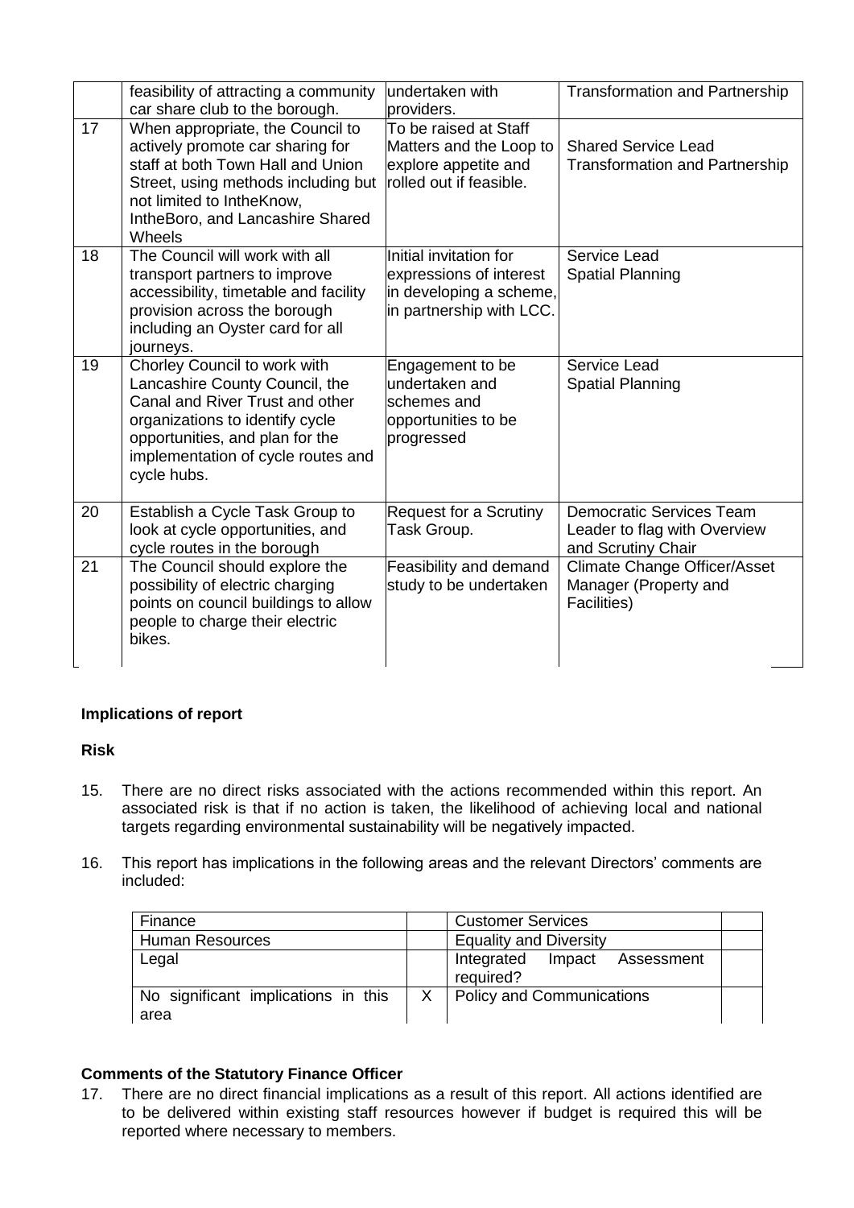|  | feasibility of attracting a community car share club to the borough. | undertaken with providers. | Transformation and Partnership |
|---|---|---|---|
| 17 | When appropriate, the Council to actively promote car sharing for staff at both Town Hall and Union Street, using methods including but not limited to IntheKnow, IntheBoro, and Lancashire Shared Wheels | To be raised at Staff Matters and the Loop to explore appetite and rolled out if feasible. | Shared Service Lead Transformation and Partnership |
| 18 | The Council will work with all transport partners to improve accessibility, timetable and facility provision across the borough including an Oyster card for all journeys. | Initial invitation for expressions of interest in developing a scheme, in partnership with LCC. | Service Lead Spatial Planning |
| 19 | Chorley Council to work with Lancashire County Council, the Canal and River Trust and other organizations to identify cycle opportunities, and plan for the implementation of cycle routes and cycle hubs. | Engagement to be undertaken and schemes and opportunities to be progressed | Service Lead Spatial Planning |
| 20 | Establish a Cycle Task Group to look at cycle opportunities, and cycle routes in the borough | Request for a Scrutiny Task Group. | Democratic Services Team Leader to flag with Overview and Scrutiny Chair |
| 21 | The Council should explore the possibility of electric charging points on council buildings to allow people to charge their electric bikes. | Feasibility and demand study to be undertaken | Climate Change Officer/Asset Manager (Property and Facilities) |

**Implications of report**

**Risk**

15. There are no direct risks associated with the actions recommended within this report. An associated risk is that if no action is taken, the likelihood of achieving local and national targets regarding environmental sustainability will be negatively impacted.

16. This report has implications in the following areas and the relevant Directors' comments are included:

| Finance |  | Customer Services |  |
|---|---|---|---|
| Human Resources |  | Equality and Diversity |  |
| Legal |  | Integrated Impact Assessment required? |  |
| No significant implications in this area | X | Policy and Communications |  |

**Comments of the Statutory Finance Officer**

17. There are no direct financial implications as a result of this report. All actions identified are to be delivered within existing staff resources however if budget is required this will be reported where necessary to members.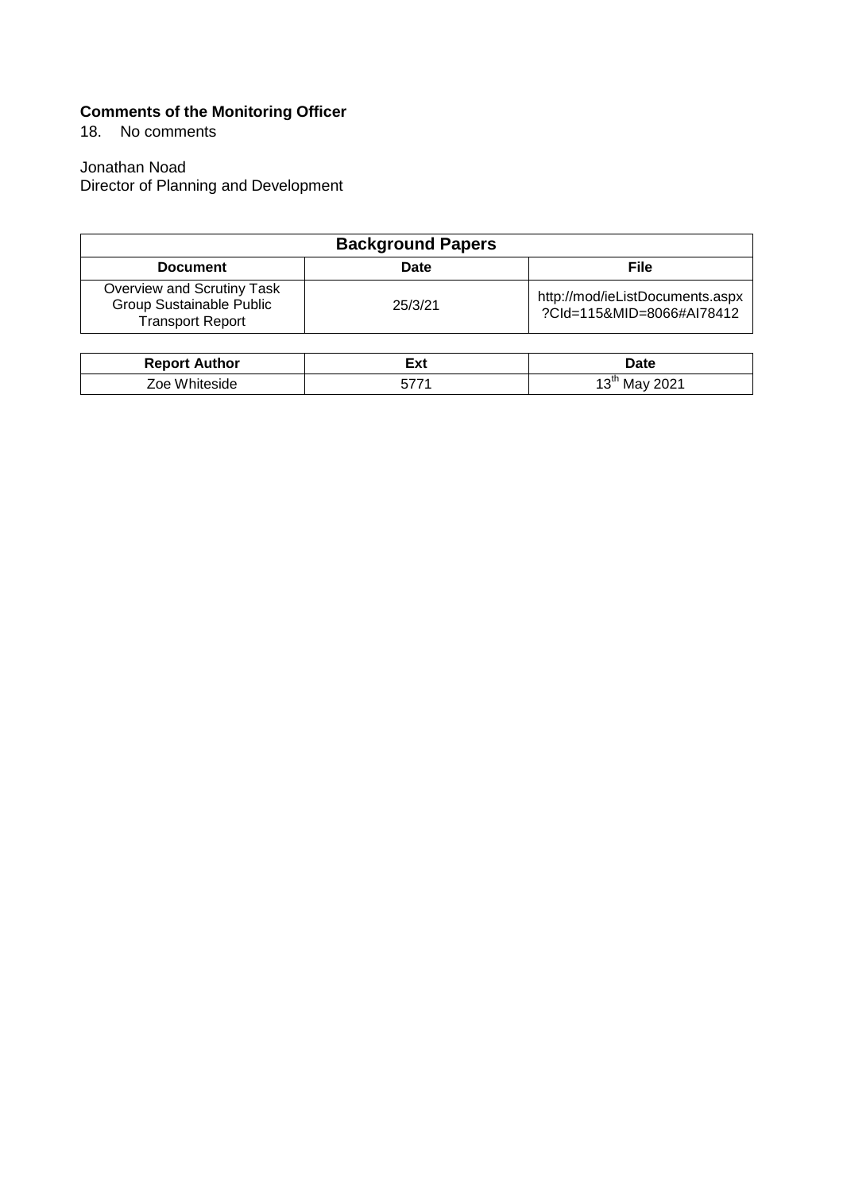**Comments of the Monitoring Officer**

18. No comments

Jonathan Noad
Director of Planning and Development

| Background Papers | | |
|---|---|---|
| **Document** | **Date** | **File** |
| Overview and Scrutiny Task Group Sustainable Public Transport Report | 25/3/21 | http://mod/ieListDocuments.aspx?CId=115&MID=8066#AI78412 |

| Report Author | Ext | Date |
|---|---|---|
| Zoe Whiteside | 5771 | 13th May 2021 |